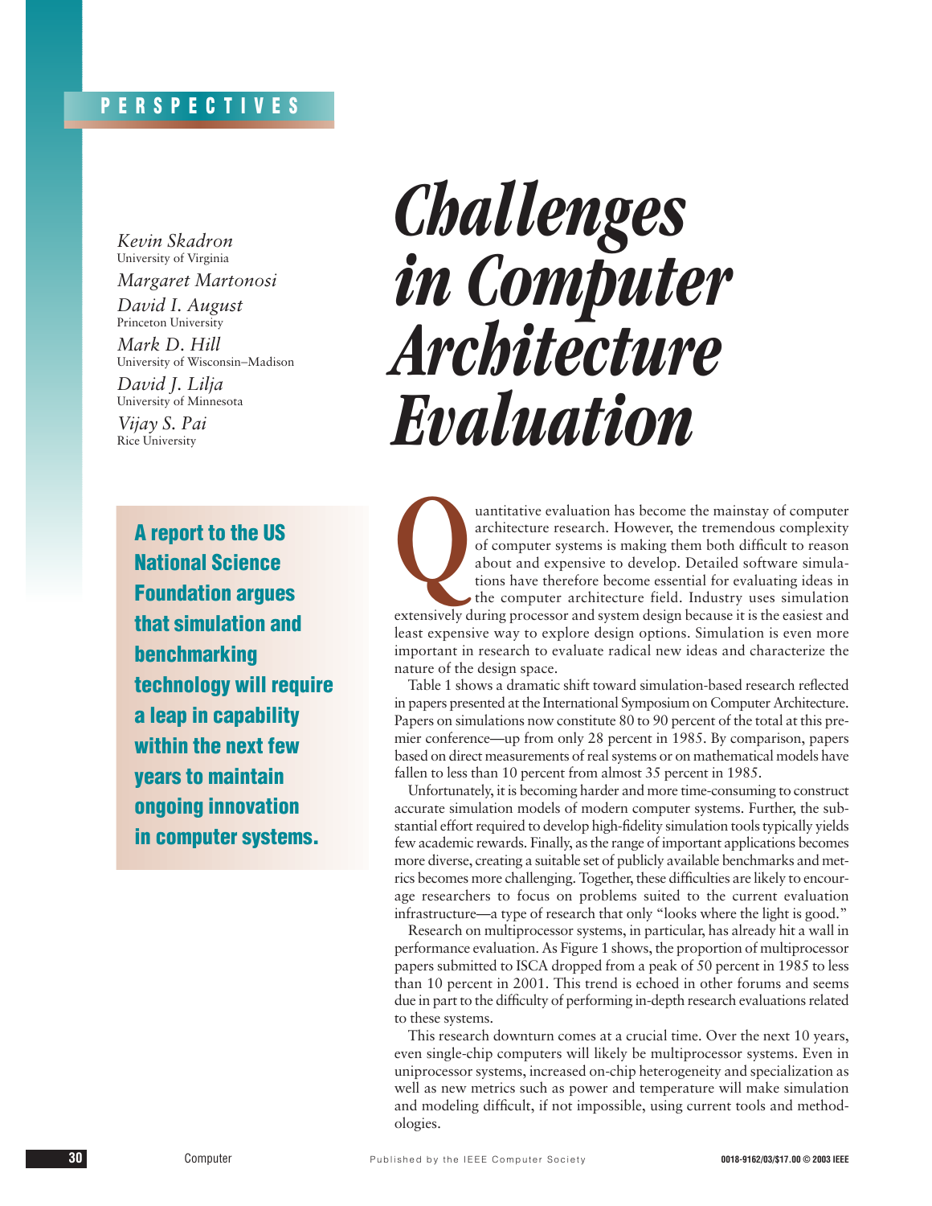PERSPECTIVES

# Challenges in Computer Architecture Evaluation

*Kevin Skadron*
University of Virginia

*Margaret Martonosi*

*David I. August*
Princeton University

*Mark D. Hill*
University of Wisconsin–Madison

*David J. Lilja*
University of Minnesota

*Vijay S. Pai*
Rice University

**A report to the US National Science Foundation argues that simulation and benchmarking technology will require a leap in capability within the next few years to maintain ongoing innovation in computer systems.**

Quantitative evaluation has become the mainstay of computer architecture research. However, the tremendous complexity of computer systems is making them both difficult to reason about and expensive to develop. Detailed software simulations have therefore become essential for evaluating ideas in the computer architecture field. Industry uses simulation extensively during processor and system design because it is the easiest and least expensive way to explore design options. Simulation is even more important in research to evaluate radical new ideas and characterize the nature of the design space.

Table 1 shows a dramatic shift toward simulation-based research reflected in papers presented at the International Symposium on Computer Architecture. Papers on simulations now constitute 80 to 90 percent of the total at this premier conference—up from only 28 percent in 1985. By comparison, papers based on direct measurements of real systems or on mathematical models have fallen to less than 10 percent from almost 35 percent in 1985.

Unfortunately, it is becoming harder and more time-consuming to construct accurate simulation models of modern computer systems. Further, the substantial effort required to develop high-fidelity simulation tools typically yields few academic rewards. Finally, as the range of important applications becomes more diverse, creating a suitable set of publicly available benchmarks and metrics becomes more challenging. Together, these difficulties are likely to encourage researchers to focus on problems suited to the current evaluation infrastructure—a type of research that only "looks where the light is good."

Research on multiprocessor systems, in particular, has already hit a wall in performance evaluation. As Figure 1 shows, the proportion of multiprocessor papers submitted to ISCA dropped from a peak of 50 percent in 1985 to less than 10 percent in 2001. This trend is echoed in other forums and seems due in part to the difficulty of performing in-depth research evaluations related to these systems.

This research downturn comes at a crucial time. Over the next 10 years, even single-chip computers will likely be multiprocessor systems. Even in uniprocessor systems, increased on-chip heterogeneity and specialization as well as new metrics such as power and temperature will make simulation and modeling difficult, if not impossible, using current tools and methodologies.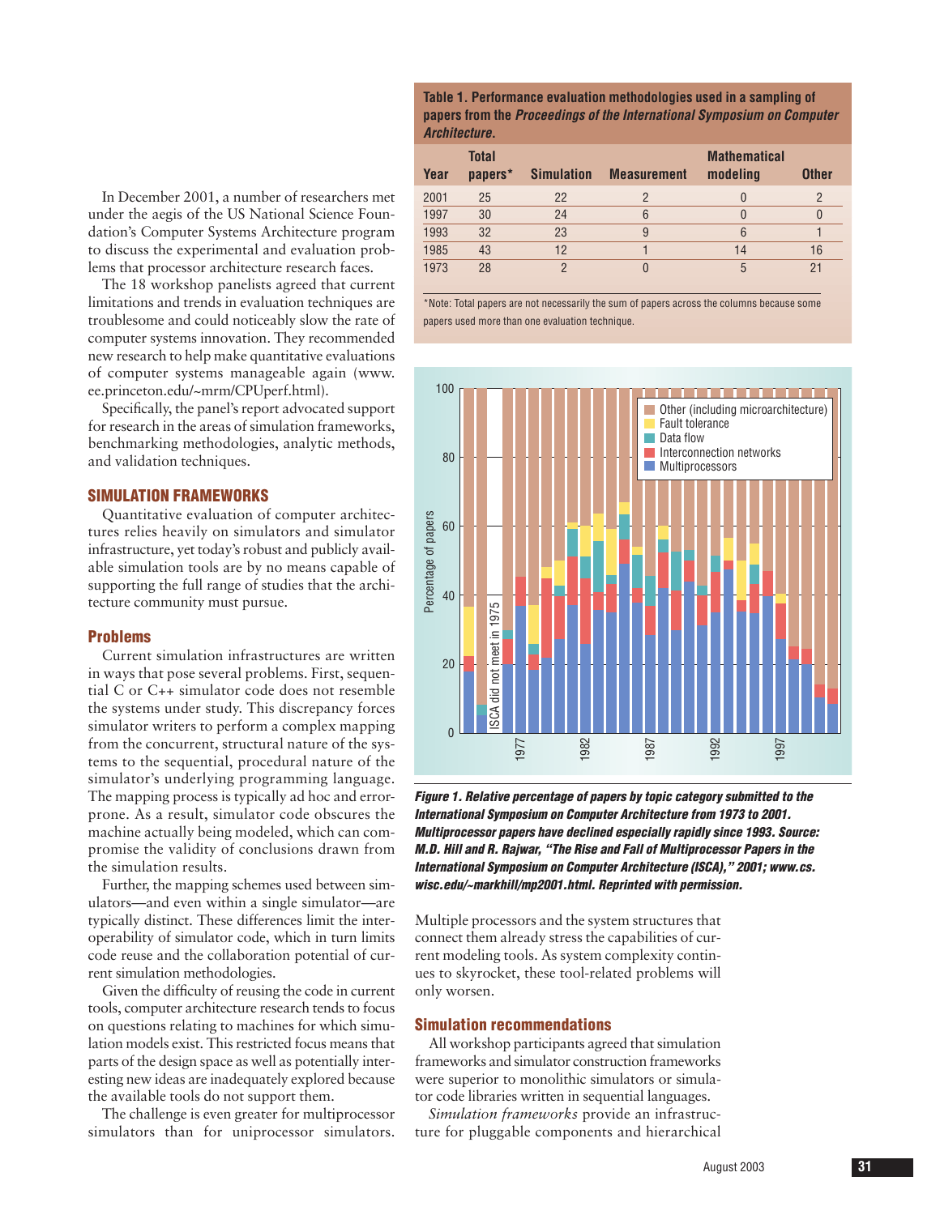In December 2001, a number of researchers met under the aegis of the US National Science Foundation's Computer Systems Architecture program to discuss the experimental and evaluation problems that processor architecture research faces.

The 18 workshop panelists agreed that current limitations and trends in evaluation techniques are troublesome and could noticeably slow the rate of computer systems innovation. They recommended new research to help make quantitative evaluations of computer systems manageable again (www.ee.princeton.edu/~mrm/CPUperf.html).

Specifically, the panel's report advocated support for research in the areas of simulation frameworks, benchmarking methodologies, analytic methods, and validation techniques.

## SIMULATION FRAMEWORKS

Quantitative evaluation of computer architectures relies heavily on simulators and simulator infrastructure, yet today's robust and publicly available simulation tools are by no means capable of supporting the full range of studies that the architecture community must pursue.

### Problems

Current simulation infrastructures are written in ways that pose several problems. First, sequential C or C++ simulator code does not resemble the systems under study. This discrepancy forces simulator writers to perform a complex mapping from the concurrent, structural nature of the systems to the sequential, procedural nature of the simulator's underlying programming language. The mapping process is typically ad hoc and error-prone. As a result, simulator code obscures the machine actually being modeled, which can compromise the validity of conclusions drawn from the simulation results.

Further, the mapping schemes used between simulators—and even within a single simulator—are typically distinct. These differences limit the interoperability of simulator code, which in turn limits code reuse and the collaboration potential of current simulation methodologies.

Given the difficulty of reusing the code in current tools, computer architecture research tends to focus on questions relating to machines for which simulation models exist. This restricted focus means that parts of the design space as well as potentially interesting new ideas are inadequately explored because the available tools do not support them.

The challenge is even greater for multiprocessor simulators than for uniprocessor simulators. Multiple processors and the system structures that connect them already stress the capabilities of current modeling tools. As system complexity continues to skyrocket, these tool-related problems will only worsen.

**Table 1. Performance evaluation methodologies used in a sampling of papers from the *Proceedings of the International Symposium on Computer Architecture*.**

| Year | Total papers* | Simulation | Measurement | Mathematical modeling | Other |
|---|---|---|---|---|---|
| 2001 | 25 | 22 | 2 | 0 | 2 |
| 1997 | 30 | 24 | 6 | 0 | 0 |
| 1993 | 32 | 23 | 9 | 6 | 1 |
| 1985 | 43 | 12 | 1 | 14 | 16 |
| 1973 | 28 | 2 | 0 | 5 | 21 |

*Note: Total papers are not necessarily the sum of papers across the columns because some papers used more than one evaluation technique.

***Figure 1. Relative percentage of papers by topic category submitted to the International Symposium on Computer Architecture from 1973 to 2001. Multiprocessor papers have declined especially rapidly since 1993. Source: M.D. Hill and R. Rajwar, "The Rise and Fall of Multiprocessor Papers in the International Symposium on Computer Architecture (ISCA)," 2001; www.cs.wisc.edu/~markhill/mp2001.html. Reprinted with permission.***

### Simulation recommendations

All workshop participants agreed that simulation frameworks and simulator construction frameworks were superior to monolithic simulators or simulator code libraries written in sequential languages.

*Simulation frameworks* provide an infrastructure for pluggable components and hierarchical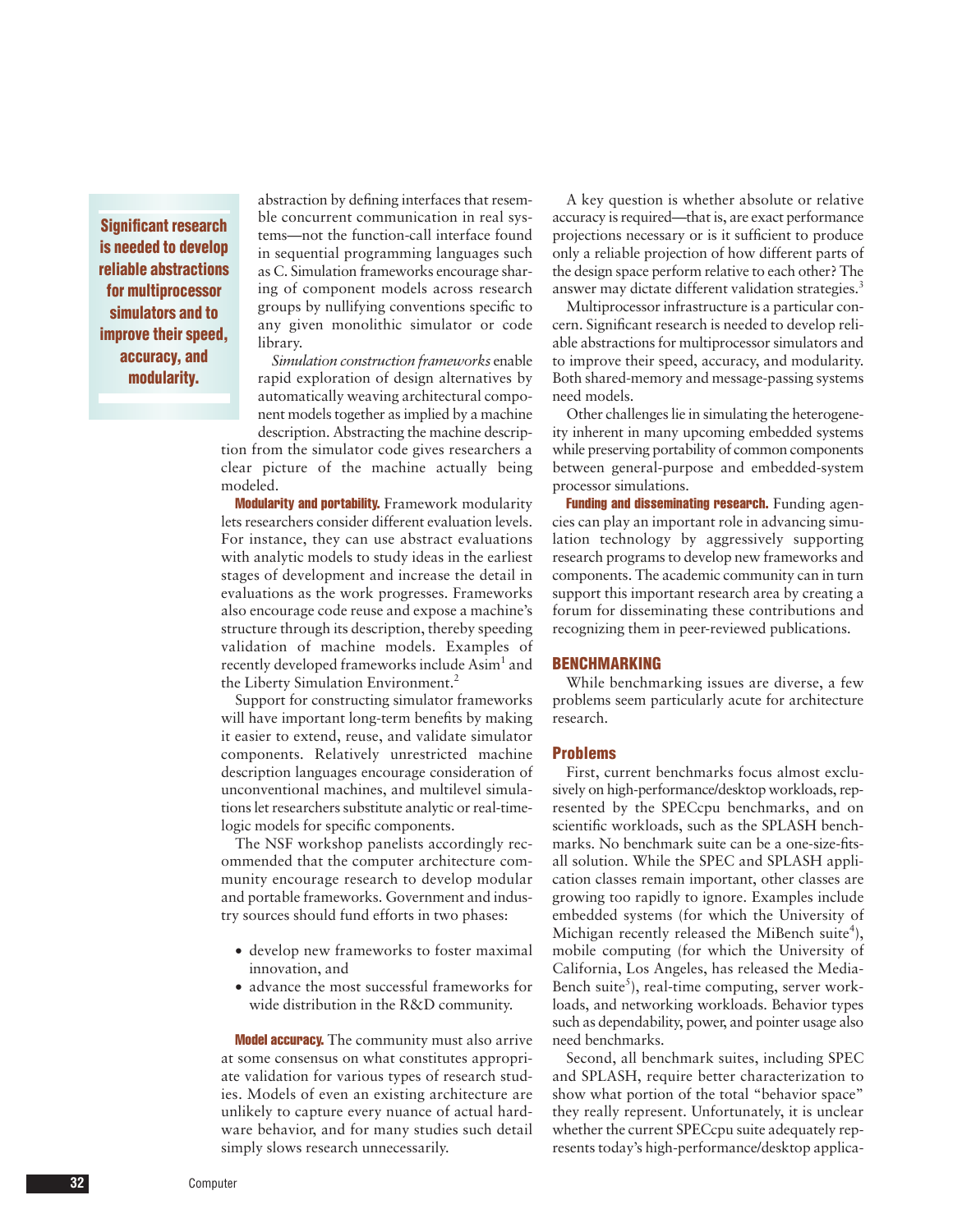**Significant research is needed to develop reliable abstractions for multiprocessor simulators and to improve their speed, accuracy, and modularity.**

abstraction by defining interfaces that resemble concurrent communication in real systems—not the function-call interface found in sequential programming languages such as C. Simulation frameworks encourage sharing of component models across research groups by nullifying conventions specific to any given monolithic simulator or code library.

*Simulation construction frameworks* enable rapid exploration of design alternatives by automatically weaving architectural component models together as implied by a machine description. Abstracting the machine description from the simulator code gives researchers a clear picture of the machine actually being modeled.

**Modularity and portability.** Framework modularity lets researchers consider different evaluation levels. For instance, they can use abstract evaluations with analytic models to study ideas in the earliest stages of development and increase the detail in evaluations as the work progresses. Frameworks also encourage code reuse and expose a machine's structure through its description, thereby speeding validation of machine models. Examples of recently developed frameworks include Asim[1] and the Liberty Simulation Environment.[2]

Support for constructing simulator frameworks will have important long-term benefits by making it easier to extend, reuse, and validate simulator components. Relatively unrestricted machine description languages encourage consideration of unconventional machines, and multilevel simulations let researchers substitute analytic or real-time-logic models for specific components.

The NSF workshop panelists accordingly recommended that the computer architecture community encourage research to develop modular and portable frameworks. Government and industry sources should fund efforts in two phases:

- develop new frameworks to foster maximal innovation, and
- advance the most successful frameworks for wide distribution in the R&D community.

**Model accuracy.** The community must also arrive at some consensus on what constitutes appropriate validation for various types of research studies. Models of even an existing architecture are unlikely to capture every nuance of actual hardware behavior, and for many studies such detail simply slows research unnecessarily.

A key question is whether absolute or relative accuracy is required—that is, are exact performance projections necessary or is it sufficient to produce only a reliable projection of how different parts of the design space perform relative to each other? The answer may dictate different validation strategies.[3]

Multiprocessor infrastructure is a particular concern. Significant research is needed to develop reliable abstractions for multiprocessor simulators and to improve their speed, accuracy, and modularity. Both shared-memory and message-passing systems need models.

Other challenges lie in simulating the heterogeneity inherent in many upcoming embedded systems while preserving portability of common components between general-purpose and embedded-system processor simulations.

**Funding and disseminating research.** Funding agencies can play an important role in advancing simulation technology by aggressively supporting research programs to develop new frameworks and components. The academic community can in turn support this important research area by creating a forum for disseminating these contributions and recognizing them in peer-reviewed publications.

## BENCHMARKING

While benchmarking issues are diverse, a few problems seem particularly acute for architecture research.

### Problems

First, current benchmarks focus almost exclusively on high-performance/desktop workloads, represented by the SPECcpu benchmarks, and on scientific workloads, such as the SPLASH benchmarks. No benchmark suite can be a one-size-fits-all solution. While the SPEC and SPLASH application classes remain important, other classes are growing too rapidly to ignore. Examples include embedded systems (for which the University of Michigan recently released the MiBench suite[4]), mobile computing (for which the University of California, Los Angeles, has released the MediaBench suite[5]), real-time computing, server workloads, and networking workloads. Behavior types such as dependability, power, and pointer usage also need benchmarks.

Second, all benchmark suites, including SPEC and SPLASH, require better characterization to show what portion of the total "behavior space" they really represent. Unfortunately, it is unclear whether the current SPECcpu suite adequately represents today's high-performance/desktop applica-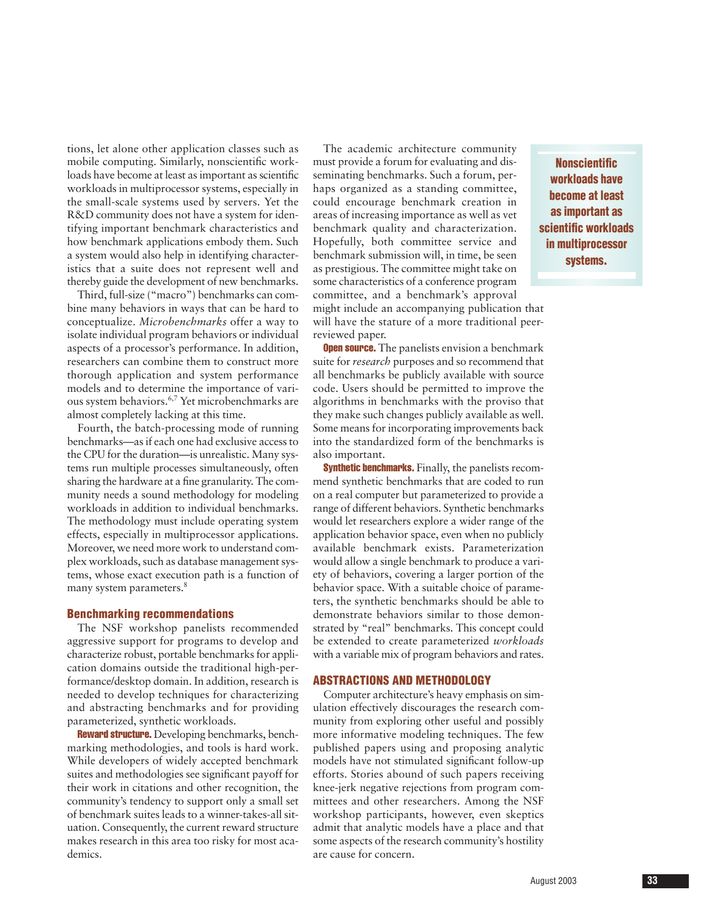tions, let alone other application classes such as mobile computing. Similarly, nonscientific workloads have become at least as important as scientific workloads in multiprocessor systems, especially in the small-scale systems used by servers. Yet the R&D community does not have a system for identifying important benchmark characteristics and how benchmark applications embody them. Such a system would also help in identifying characteristics that a suite does not represent well and thereby guide the development of new benchmarks.

Third, full-size ("macro") benchmarks can combine many behaviors in ways that can be hard to conceptualize. *Microbenchmarks* offer a way to isolate individual program behaviors or individual aspects of a processor's performance. In addition, researchers can combine them to construct more thorough application and system performance models and to determine the importance of various system behaviors.[6,7] Yet microbenchmarks are almost completely lacking at this time.

Fourth, the batch-processing mode of running benchmarks—as if each one had exclusive access to the CPU for the duration—is unrealistic. Many systems run multiple processes simultaneously, often sharing the hardware at a fine granularity. The community needs a sound methodology for modeling workloads in addition to individual benchmarks. The methodology must include operating system effects, especially in multiprocessor applications. Moreover, we need more work to understand complex workloads, such as database management systems, whose exact execution path is a function of many system parameters.[8]

### Benchmarking recommendations

The NSF workshop panelists recommended aggressive support for programs to develop and characterize robust, portable benchmarks for application domains outside the traditional high-performance/desktop domain. In addition, research is needed to develop techniques for characterizing and abstracting benchmarks and for providing parameterized, synthetic workloads.

**Reward structure.** Developing benchmarks, benchmarking methodologies, and tools is hard work. While developers of widely accepted benchmark suites and methodologies see significant payoff for their work in citations and other recognition, the community's tendency to support only a small set of benchmark suites leads to a winner-takes-all situation. Consequently, the current reward structure makes research in this area too risky for most academics.

The academic architecture community must provide a forum for evaluating and disseminating benchmarks. Such a forum, perhaps organized as a standing committee, could encourage benchmark creation in areas of increasing importance as well as vet benchmark quality and characterization. Hopefully, both committee service and benchmark submission will, in time, be seen as prestigious. The committee might take on some characteristics of a conference program committee, and a benchmark's approval might include an accompanying publication that will have the stature of a more traditional peer-reviewed paper.

**Nonscientific workloads have become at least as important as scientific workloads in multiprocessor systems.**

**Open source.** The panelists envision a benchmark suite for *research* purposes and so recommend that all benchmarks be publicly available with source code. Users should be permitted to improve the algorithms in benchmarks with the proviso that they make such changes publicly available as well. Some means for incorporating improvements back into the standardized form of the benchmarks is also important.

**Synthetic benchmarks.** Finally, the panelists recommend synthetic benchmarks that are coded to run on a real computer but parameterized to provide a range of different behaviors. Synthetic benchmarks would let researchers explore a wider range of the application behavior space, even when no publicly available benchmark exists. Parameterization would allow a single benchmark to produce a variety of behaviors, covering a larger portion of the behavior space. With a suitable choice of parameters, the synthetic benchmarks should be able to demonstrate behaviors similar to those demonstrated by "real" benchmarks. This concept could be extended to create parameterized *workloads* with a variable mix of program behaviors and rates.

## ABSTRACTIONS AND METHODOLOGY

Computer architecture's heavy emphasis on simulation effectively discourages the research community from exploring other useful and possibly more informative modeling techniques. The few published papers using and proposing analytic models have not stimulated significant follow-up efforts. Stories abound of such papers receiving knee-jerk negative rejections from program committees and other researchers. Among the NSF workshop participants, however, even skeptics admit that analytic models have a place and that some aspects of the research community's hostility are cause for concern.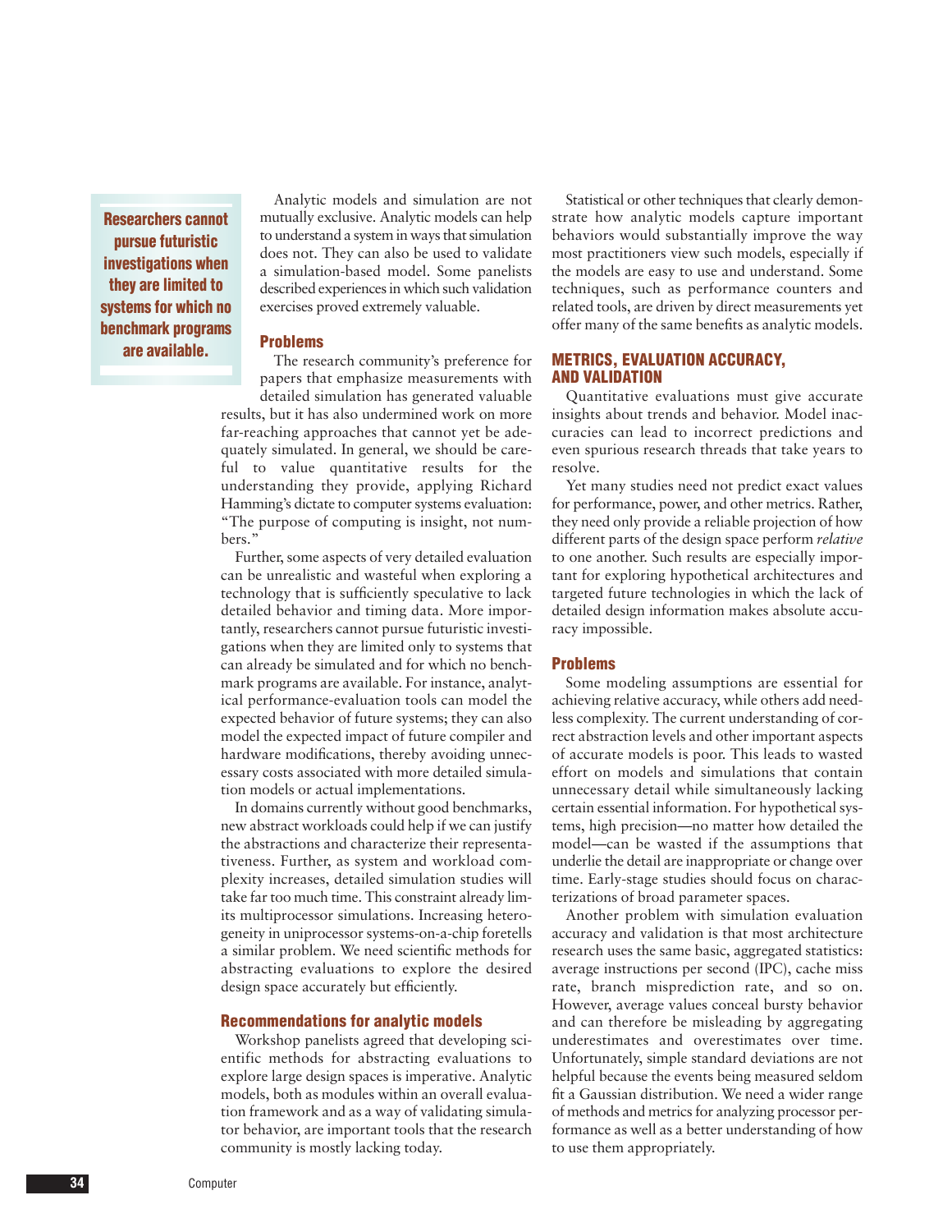Analytic models and simulation are not mutually exclusive. Analytic models can help to understand a system in ways that simulation does not. They can also be used to validate a simulation-based model. Some panelists described experiences in which such validation exercises proved extremely valuable.

**Researchers cannot pursue futuristic investigations when they are limited to systems for which no benchmark programs are available.**

### Problems

The research community's preference for papers that emphasize measurements with detailed simulation has generated valuable results, but it has also undermined work on more far-reaching approaches that cannot yet be adequately simulated. In general, we should be careful to value quantitative results for the understanding they provide, applying Richard Hamming's dictate to computer systems evaluation: "The purpose of computing is insight, not numbers."

Further, some aspects of very detailed evaluation can be unrealistic and wasteful when exploring a technology that is sufficiently speculative to lack detailed behavior and timing data. More importantly, researchers cannot pursue futuristic investigations when they are limited only to systems that can already be simulated and for which no benchmark programs are available. For instance, analytical performance-evaluation tools can model the expected behavior of future systems; they can also model the expected impact of future compiler and hardware modifications, thereby avoiding unnecessary costs associated with more detailed simulation models or actual implementations.

In domains currently without good benchmarks, new abstract workloads could help if we can justify the abstractions and characterize their representativeness. Further, as system and workload complexity increases, detailed simulation studies will take far too much time. This constraint already limits multiprocessor simulations. Increasing heterogeneity in uniprocessor systems-on-a-chip foretells a similar problem. We need scientific methods for abstracting evaluations to explore the desired design space accurately but efficiently.

### Recommendations for analytic models

Workshop panelists agreed that developing scientific methods for abstracting evaluations to explore large design spaces is imperative. Analytic models, both as modules within an overall evaluation framework and as a way of validating simulator behavior, are important tools that the research community is mostly lacking today.

Statistical or other techniques that clearly demonstrate how analytic models capture important behaviors would substantially improve the way most practitioners view such models, especially if the models are easy to use and understand. Some techniques, such as performance counters and related tools, are driven by direct measurements yet offer many of the same benefits as analytic models.

## METRICS, EVALUATION ACCURACY, AND VALIDATION

Quantitative evaluations must give accurate insights about trends and behavior. Model inaccuracies can lead to incorrect predictions and even spurious research threads that take years to resolve.

Yet many studies need not predict exact values for performance, power, and other metrics. Rather, they need only provide a reliable projection of how different parts of the design space perform *relative* to one another. Such results are especially important for exploring hypothetical architectures and targeted future technologies in which the lack of detailed design information makes absolute accuracy impossible.

### Problems

Some modeling assumptions are essential for achieving relative accuracy, while others add needless complexity. The current understanding of correct abstraction levels and other important aspects of accurate models is poor. This leads to wasted effort on models and simulations that contain unnecessary detail while simultaneously lacking certain essential information. For hypothetical systems, high precision—no matter how detailed the model—can be wasted if the assumptions that underlie the detail are inappropriate or change over time. Early-stage studies should focus on characterizations of broad parameter spaces.

Another problem with simulation evaluation accuracy and validation is that most architecture research uses the same basic, aggregated statistics: average instructions per second (IPC), cache miss rate, branch misprediction rate, and so on. However, average values conceal bursty behavior and can therefore be misleading by aggregating underestimates and overestimates over time. Unfortunately, simple standard deviations are not helpful because the events being measured seldom fit a Gaussian distribution. We need a wider range of methods and metrics for analyzing processor performance as well as a better understanding of how to use them appropriately.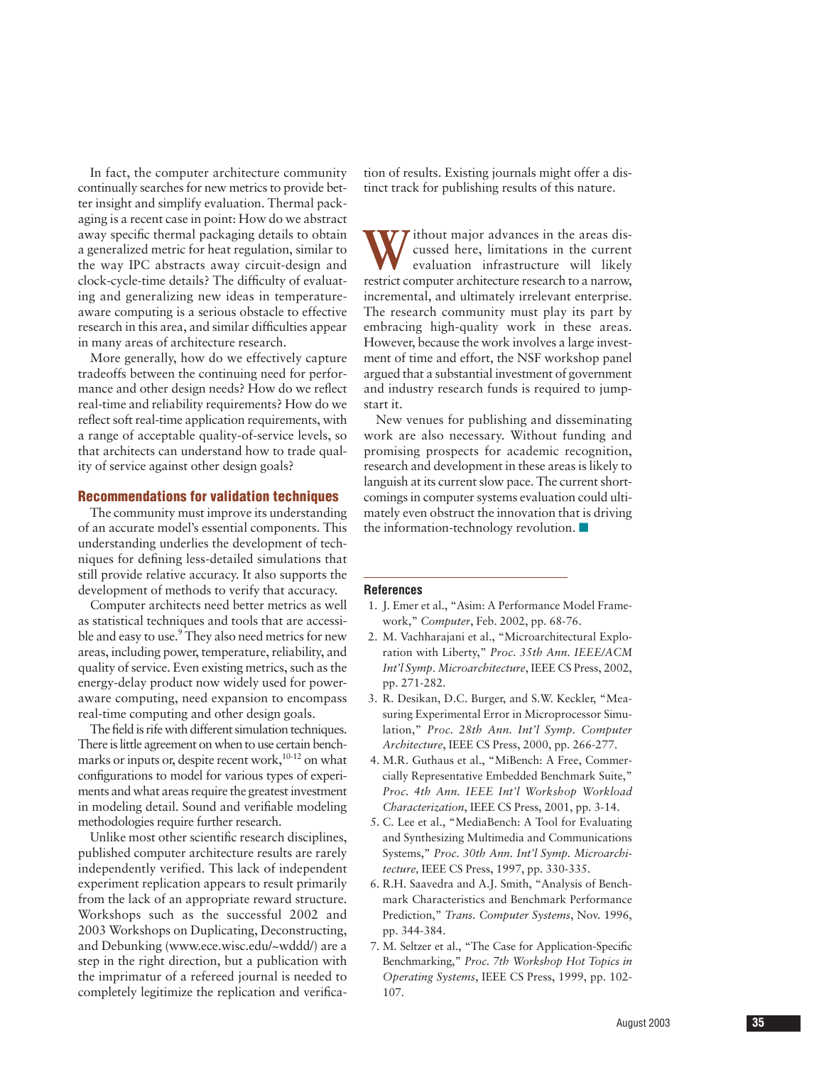In fact, the computer architecture community continually searches for new metrics to provide better insight and simplify evaluation. Thermal packaging is a recent case in point: How do we abstract away specific thermal packaging details to obtain a generalized metric for heat regulation, similar to the way IPC abstracts away circuit-design and clock-cycle-time details? The difficulty of evaluating and generalizing new ideas in temperature-aware computing is a serious obstacle to effective research in this area, and similar difficulties appear in many areas of architecture research.

More generally, how do we effectively capture tradeoffs between the continuing need for performance and other design needs? How do we reflect real-time and reliability requirements? How do we reflect soft real-time application requirements, with a range of acceptable quality-of-service levels, so that architects can understand how to trade quality of service against other design goals?

### Recommendations for validation techniques

The community must improve its understanding of an accurate model's essential components. This understanding underlies the development of techniques for defining less-detailed simulations that still provide relative accuracy. It also supports the development of methods to verify that accuracy.

Computer architects need better metrics as well as statistical techniques and tools that are accessible and easy to use.[9] They also need metrics for new areas, including power, temperature, reliability, and quality of service. Even existing metrics, such as the energy-delay product now widely used for power-aware computing, need expansion to encompass real-time computing and other design goals.

The field is rife with different simulation techniques. There is little agreement on when to use certain benchmarks or inputs or, despite recent work,[10-12] on what configurations to model for various types of experiments and what areas require the greatest investment in modeling detail. Sound and verifiable modeling methodologies require further research.

Unlike most other scientific research disciplines, published computer architecture results are rarely independently verified. This lack of independent experiment replication appears to result primarily from the lack of an appropriate reward structure. Workshops such as the successful 2002 and 2003 Workshops on Duplicating, Deconstructing, and Debunking (www.ece.wisc.edu/~wddd/) are a step in the right direction, but a publication with the imprimatur of a refereed journal is needed to completely legitimize the replication and verification of results. Existing journals might offer a distinct track for publishing results of this nature.

Without major advances in the areas discussed here, limitations in the current evaluation infrastructure will likely restrict computer architecture research to a narrow, incremental, and ultimately irrelevant enterprise. The research community must play its part by embracing high-quality work in these areas. However, because the work involves a large investment of time and effort, the NSF workshop panel argued that a substantial investment of government and industry research funds is required to jump-start it.

New venues for publishing and disseminating work are also necessary. Without funding and promising prospects for academic recognition, research and development in these areas is likely to languish at its current slow pace. The current shortcomings in computer systems evaluation could ultimately even obstruct the innovation that is driving the information-technology revolution. ■

### References

1. J. Emer et al., "Asim: A Performance Model Framework," *Computer*, Feb. 2002, pp. 68-76.
2. M. Vachharajani et al., "Microarchitectural Exploration with Liberty," *Proc. 35th Ann. IEEE/ACM Int'l Symp. Microarchitecture*, IEEE CS Press, 2002, pp. 271-282.
3. R. Desikan, D.C. Burger, and S.W. Keckler, "Measuring Experimental Error in Microprocessor Simulation," *Proc. 28th Ann. Int'l Symp. Computer Architecture*, IEEE CS Press, 2000, pp. 266-277.
4. M.R. Guthaus et al., "MiBench: A Free, Commercially Representative Embedded Benchmark Suite," *Proc. 4th Ann. IEEE Int'l Workshop Workload Characterization*, IEEE CS Press, 2001, pp. 3-14.
5. C. Lee et al., "MediaBench: A Tool for Evaluating and Synthesizing Multimedia and Communications Systems," *Proc. 30th Ann. Int'l Symp. Microarchitecture*, IEEE CS Press, 1997, pp. 330-335.
6. R.H. Saavedra and A.J. Smith, "Analysis of Benchmark Characteristics and Benchmark Performance Prediction," *Trans. Computer Systems*, Nov. 1996, pp. 344-384.
7. M. Seltzer et al., "The Case for Application-Specific Benchmarking," *Proc. 7th Workshop Hot Topics in Operating Systems*, IEEE CS Press, 1999, pp. 102-107.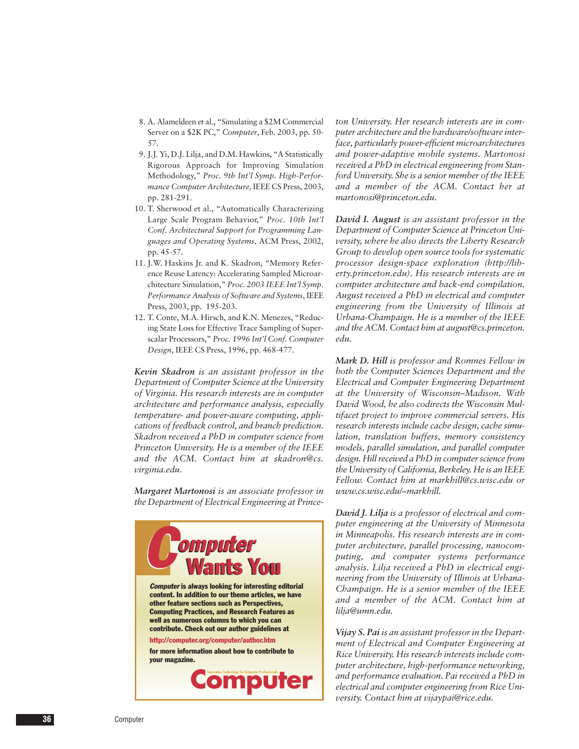8. A. Alameldeen et al., "Simulating a $2M Commercial Server on a $2K PC," *Computer*, Feb. 2003, pp. 50-57.
9. J.J. Yi, D.J. Lilja, and D.M. Hawkins, "A Statistically Rigorous Approach for Improving Simulation Methodology," *Proc. 9th Int'l Symp. High-Performance Computer Architecture,* IEEE CS Press, 2003, pp. 281-291.
10. T. Sherwood et al., "Automatically Characterizing Large Scale Program Behavior," *Proc. 10th Int'l Conf. Architectural Support for Programming Languages and Operating Systems,* ACM Press, 2002, pp. 45-57.
11. J.W. Haskins Jr. and K. Skadron, "Memory Reference Reuse Latency: Accelerating Sampled Microarchitecture Simulation," *Proc. 2003 IEEE Int'l Symp. Performance Analysis of Software and Systems*, IEEE Press, 2003, pp. 195-203.
12. T. Conte, M.A. Hirsch, and K.N. Menezes, "Reducing State Loss for Effective Trace Sampling of Superscalar Processors," *Proc. 1996 Int'l Conf. Computer Design*, IEEE CS Press, 1996, pp. 468-477.

***Kevin Skadron*** *is an assistant professor in the Department of Computer Science at the University of Virginia. His research interests are in computer architecture and performance analysis, especially temperature- and power-aware computing, applications of feedback control, and branch prediction. Skadron received a PhD in computer science from Princeton University. He is a member of the IEEE and the ACM. Contact him at skadron@cs.virginia.edu.*

***Margaret Martonosi*** *is an associate professor in the Department of Electrical Engineering at Princeton University. Her research interests are in computer architecture and the hardware/software interface, particularly power-efficient microarchitectures and power-adaptive mobile systems. Martonosi received a PhD in electrical engineering from Stanford University. She is a senior member of the IEEE and a member of the ACM. Contact her at martonosi@princeton.edu.*

***David I. August*** *is an assistant professor in the Department of Computer Science at Princeton University, where he also directs the Liberty Research Group to develop open source tools for systematic processor design-space exploration (http://liberty.princeton.edu). His research interests are in computer architecture and back-end compilation. August received a PhD in electrical and computer engineering from the University of Illinois at Urbana-Champaign. He is a member of the IEEE and the ACM. Contact him at august@cs.princeton.edu.*

***Mark D. Hill*** *is professor and Romnes Fellow in both the Computer Sciences Department and the Electrical and Computer Engineering Department at the University of Wisconsin–Madison. With David Wood, he also codirects the Wisconsin Multifacet project to improve commercial servers. His research interests include cache design, cache simulation, translation buffers, memory consistency models, parallel simulation, and parallel computer design. Hill received a PhD in computer science from the University of California, Berkeley. He is an IEEE Fellow. Contact him at markhill@cs.wisc.edu or www.cs.wisc.edu/~markhill.*

***David J. Lilja*** *is a professor of electrical and computer engineering at the University of Minnesota in Minneapolis. His research interests are in computer architecture, parallel processing, nanocomputing, and computer systems performance analysis. Lilja received a PhD in electrical engineering from the University of Illinois at Urbana-Champaign. He is a senior member of the IEEE and a member of the ACM. Contact him at lilja@umn.edu.*

***Vijay S. Pai*** *is an assistant professor in the Department of Electrical and Computer Engineering at Rice University. His research interests include computer architecture, high-performance networking, and performance evaluation. Pai received a PhD in electrical and computer engineering from Rice University. Contact him at vijaypai@rice.edu.*

**Computer Wants You**

***Computer*** **is always looking for interesting editorial content. In addition to our theme articles, we have other feature sections such as Perspectives, Computing Practices, and Research Features as well as numerous columns to which you can contribute. Check out our author guidelines at**

**http://computer.org/computer/author.htm**

**for more information about how to contribute to your magazine.**

Innovative Technology for Computer Professionals

**Computer**